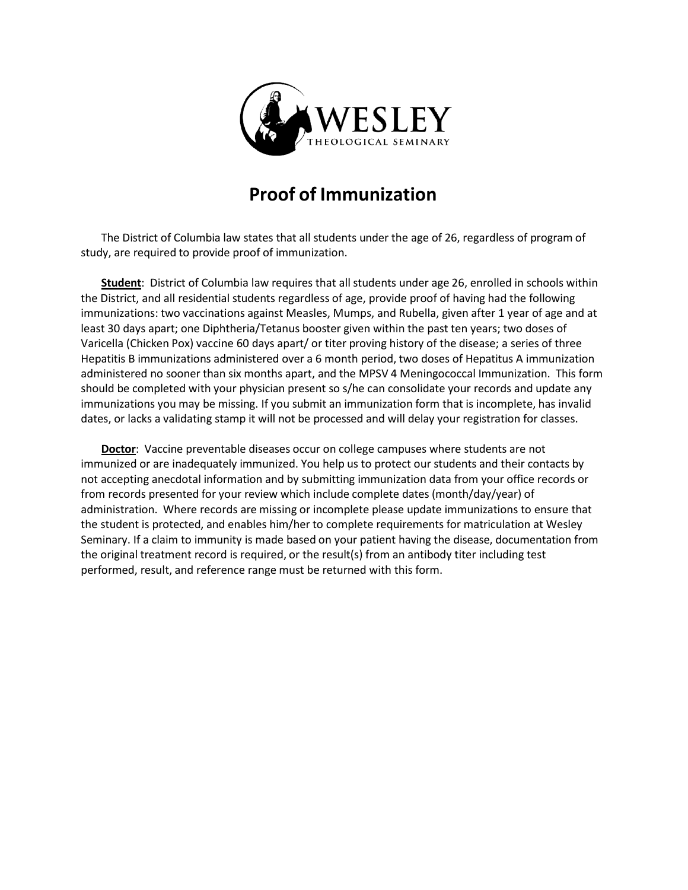# Proof of Immunization

The District of Columbia law states that all students under the age of 26, regardless of program of study, are required to provide proof of immunization.

**Student**: District of Columbia law requires that all students under age 26, enrolled in schools within the District, and all residential students regardless of age, provide proof of having had the following immunizations: two vaccinations against Measles, Mumps, and Rubella, given after 1 year of age and at least 30 days apart; one Diphtheria/Tetanus booster given within the past ten years; two doses of Varicella (Chicken Pox) vaccine 60 days apart/ or titer proving history of the disease; a series of three Hepatitis B immunizations administered over a 6 month period, two doses of Hepatitus A immunization administered no sooner than six months apart, and the MPSV 4 Meningococcal Immunization. This form should be completed with your physician present so s/he can consolidate your records and update any immunizations you may be missing. If you submit an immunization form that is incomplete, has invalid dates, or lacks a validating stamp it will not be processed and will delay your registration for classes.

**Doctor**: Vaccine preventable diseases occur on college campuses where students are not immunized or are inadequately immunized. You help us to protect our students and their contacts by not accepting anecdotal information and by submitting immunization data from your office records or from records presented for your review which include complete dates (month/day/year) of administration. Where records are missing or incomplete please update immunizations to ensure that the student is protected, and enables him/her to complete requirements for matriculation at Wesley Seminary. If a claim to immunity is made based on your patient having the disease, documentation from the original treatment record is required, or the result(s) from an antibody titer including test performed, result, and reference range must be returned with this form.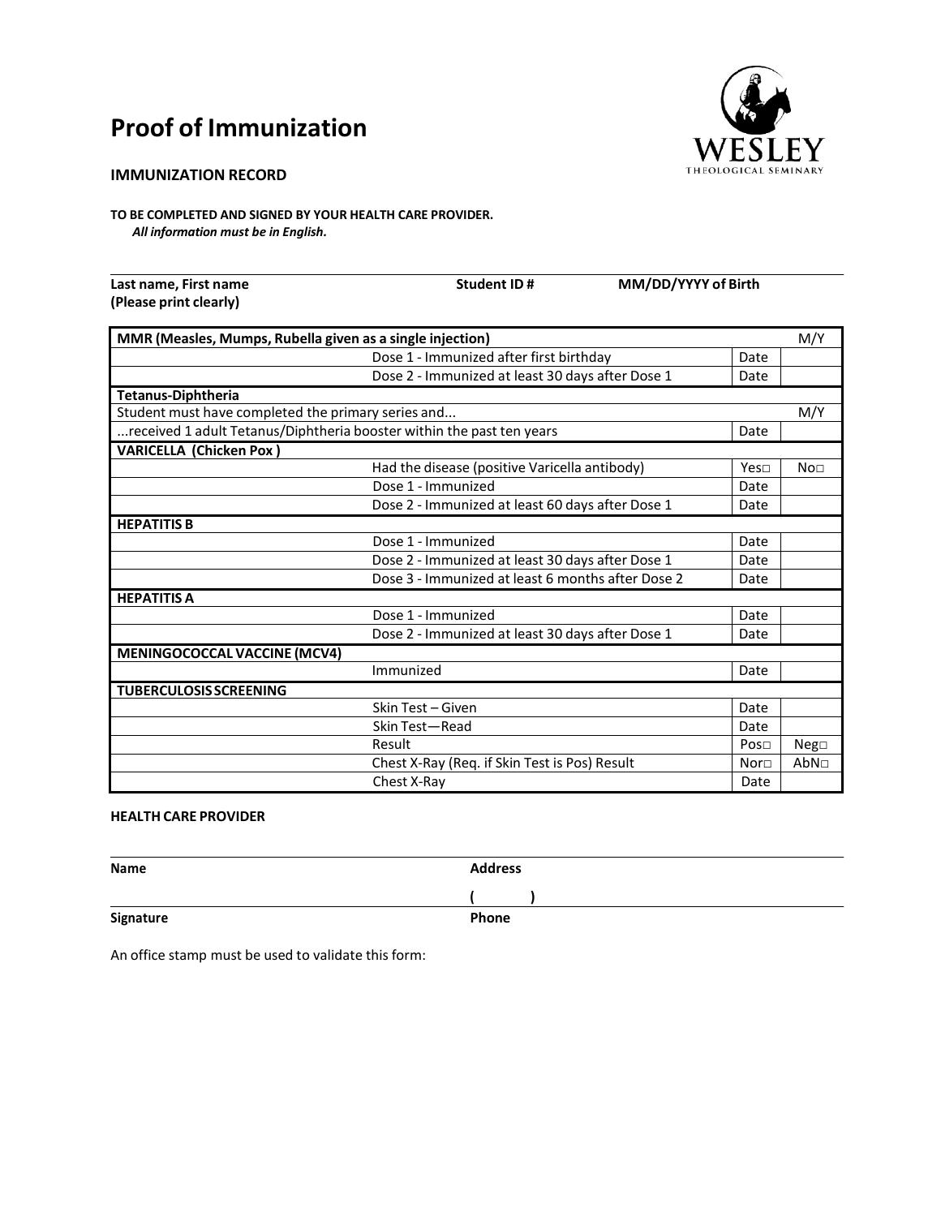# Proof of Immunization

WESLEY
THEOLOGICAL SEMINARY

**IMMUNIZATION RECORD**

**TO BE COMPLETED AND SIGNED BY YOUR HEALTH CARE PROVIDER.**
***All information must be in English.***

| **Last name, First name (Please print clearly)** | **Student ID #** | **MM/DD/YYYY of Birth** |
|---|---|---|
| | | |

| | | | |
|---|---|---|---|
| **MMR (Measles, Mumps, Rubella given as a single injection)** | | | M/Y |
| | Dose 1 - Immunized after first birthday | Date | |
| | Dose 2 - Immunized at least 30 days after Dose 1 | Date | |
| **Tetanus-Diphtheria** | | | |
| Student must have completed the primary series and... | | | M/Y |
| ...received 1 adult Tetanus/Diphtheria booster within the past ten years | | Date | |
| **VARICELLA (Chicken Pox )** | | | |
| | Had the disease (positive Varicella antibody) | Yes□ | No□ |
| | Dose 1 - Immunized | Date | |
| | Dose 2 - Immunized at least 60 days after Dose 1 | Date | |
| **HEPATITIS B** | | | |
| | Dose 1 - Immunized | Date | |
| | Dose 2 - Immunized at least 30 days after Dose 1 | Date | |
| | Dose 3 - Immunized at least 6 months after Dose 2 | Date | |
| **HEPATITIS A** | | | |
| | Dose 1 - Immunized | Date | |
| | Dose 2 - Immunized at least 30 days after Dose 1 | Date | |
| **MENINGOCOCCAL VACCINE (MCV4)** | | | |
| | Immunized | Date | |
| **TUBERCULOSIS SCREENING** | | | |
| | Skin Test – Given | Date | |
| | Skin Test—Read | Date | |
| | Result | Pos□ | Neg□ |
| | Chest X-Ray (Req. if Skin Test is Pos) Result | Nor□ | AbN□ |
| | Chest X-Ray | Date | |

**HEALTH CARE PROVIDER**

| | |
|---|---|
| **Name** | **Address** |
| **Signature** | **( )** **Phone** |

An office stamp must be used to validate this form: